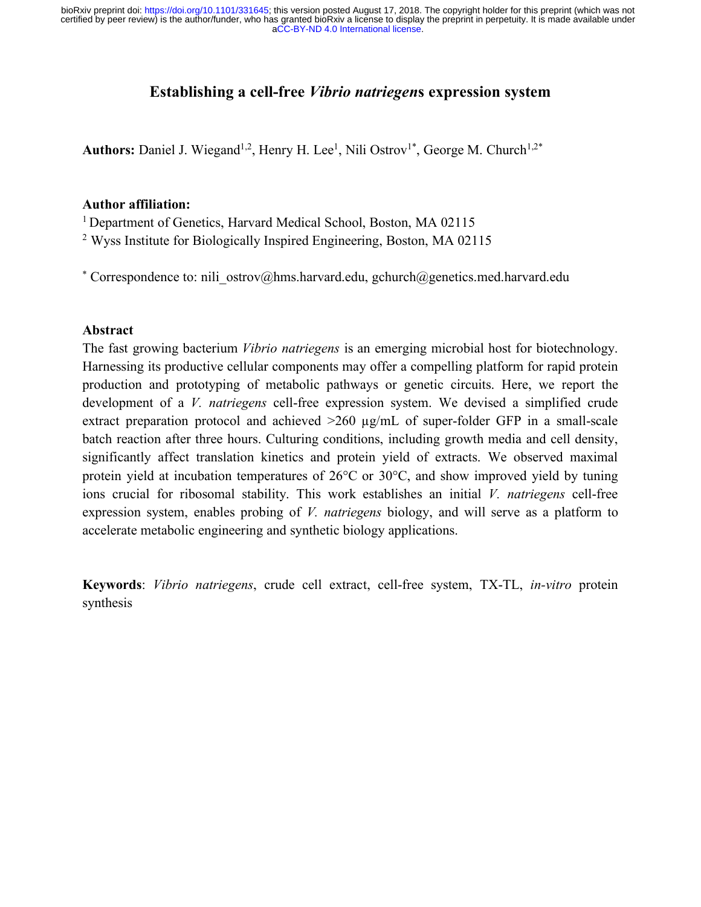# Establishing a cell-free *Vibrio natriegen*s expression system

**Authors:** Daniel J. Wiegand[1,2], Henry H. Lee[1], Nili Ostrov[1*], George M. Church[1,2*]

**Author affiliation:**

[1] Department of Genetics, Harvard Medical School, Boston, MA 02115

[2] Wyss Institute for Biologically Inspired Engineering, Boston, MA 02115

[*] Correspondence to: nili_ostrov@hms.harvard.edu, gchurch@genetics.med.harvard.edu

**Abstract**

The fast growing bacterium *Vibrio natriegens* is an emerging microbial host for biotechnology. Harnessing its productive cellular components may offer a compelling platform for rapid protein production and prototyping of metabolic pathways or genetic circuits. Here, we report the development of a *V. natriegens* cell-free expression system. We devised a simplified crude extract preparation protocol and achieved >260 μg/mL of super-folder GFP in a small-scale batch reaction after three hours. Culturing conditions, including growth media and cell density, significantly affect translation kinetics and protein yield of extracts. We observed maximal protein yield at incubation temperatures of 26°C or 30°C, and show improved yield by tuning ions crucial for ribosomal stability. This work establishes an initial *V. natriegens* cell-free expression system, enables probing of *V. natriegens* biology, and will serve as a platform to accelerate metabolic engineering and synthetic biology applications.

**Keywords**: *Vibrio natriegens*, crude cell extract, cell-free system, TX-TL, *in-vitro* protein synthesis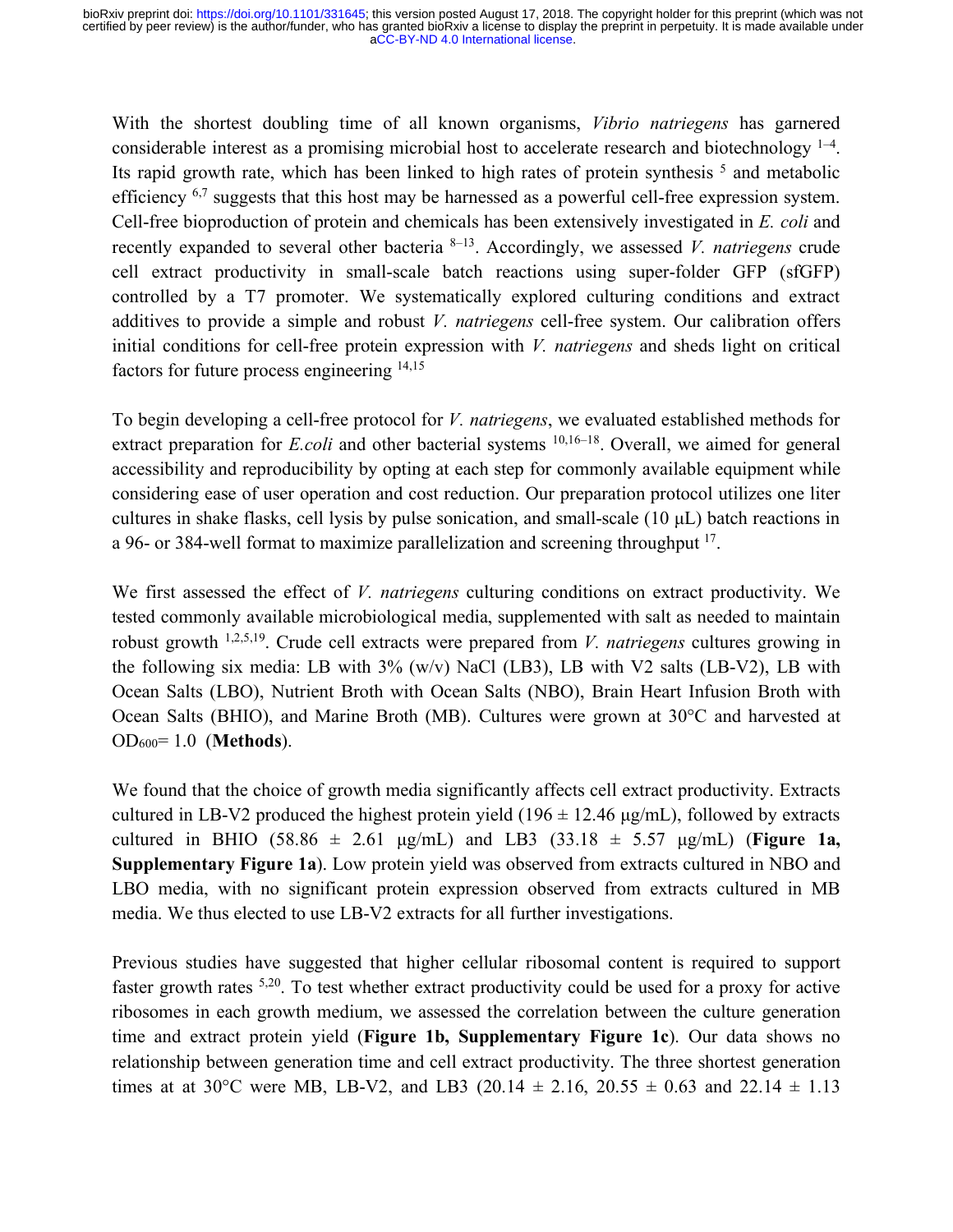With the shortest doubling time of all known organisms, *Vibrio natriegens* has garnered considerable interest as a promising microbial host to accelerate research and biotechnology [1–4]. Its rapid growth rate, which has been linked to high rates of protein synthesis [5] and metabolic efficiency [6,7] suggests that this host may be harnessed as a powerful cell-free expression system. Cell-free bioproduction of protein and chemicals has been extensively investigated in *E. coli* and recently expanded to several other bacteria [8–13]. Accordingly, we assessed *V. natriegens* crude cell extract productivity in small-scale batch reactions using super-folder GFP (sfGFP) controlled by a T7 promoter. We systematically explored culturing conditions and extract additives to provide a simple and robust *V. natriegens* cell-free system. Our calibration offers initial conditions for cell-free protein expression with *V. natriegens* and sheds light on critical factors for future process engineering [14,15]

To begin developing a cell-free protocol for *V. natriegens*, we evaluated established methods for extract preparation for *E.coli* and other bacterial systems [10,16–18]. Overall, we aimed for general accessibility and reproducibility by opting at each step for commonly available equipment while considering ease of user operation and cost reduction. Our preparation protocol utilizes one liter cultures in shake flasks, cell lysis by pulse sonication, and small-scale (10 μL) batch reactions in a 96- or 384-well format to maximize parallelization and screening throughput [17].

We first assessed the effect of *V. natriegens* culturing conditions on extract productivity. We tested commonly available microbiological media, supplemented with salt as needed to maintain robust growth [1,2,5,19]. Crude cell extracts were prepared from *V. natriegens* cultures growing in the following six media: LB with 3% (w/v) NaCl (LB3), LB with V2 salts (LB-V2), LB with Ocean Salts (LBO), Nutrient Broth with Ocean Salts (NBO), Brain Heart Infusion Broth with Ocean Salts (BHIO), and Marine Broth (MB). Cultures were grown at 30°C and harvested at $OD_{600}$= 1.0 (**Methods**).

We found that the choice of growth media significantly affects cell extract productivity. Extracts cultured in LB-V2 produced the highest protein yield (196 ± 12.46 μg/mL), followed by extracts cultured in BHIO (58.86 ± 2.61 μg/mL) and LB3 (33.18 ± 5.57 μg/mL) (**Figure 1a, Supplementary Figure 1a**). Low protein yield was observed from extracts cultured in NBO and LBO media, with no significant protein expression observed from extracts cultured in MB media. We thus elected to use LB-V2 extracts for all further investigations.

Previous studies have suggested that higher cellular ribosomal content is required to support faster growth rates [5,20]. To test whether extract productivity could be used for a proxy for active ribosomes in each growth medium, we assessed the correlation between the culture generation time and extract protein yield (**Figure 1b, Supplementary Figure 1c**). Our data shows no relationship between generation time and cell extract productivity. The three shortest generation times at at 30°C were MB, LB-V2, and LB3 (20.14 ± 2.16, 20.55 ± 0.63 and 22.14 ± 1.13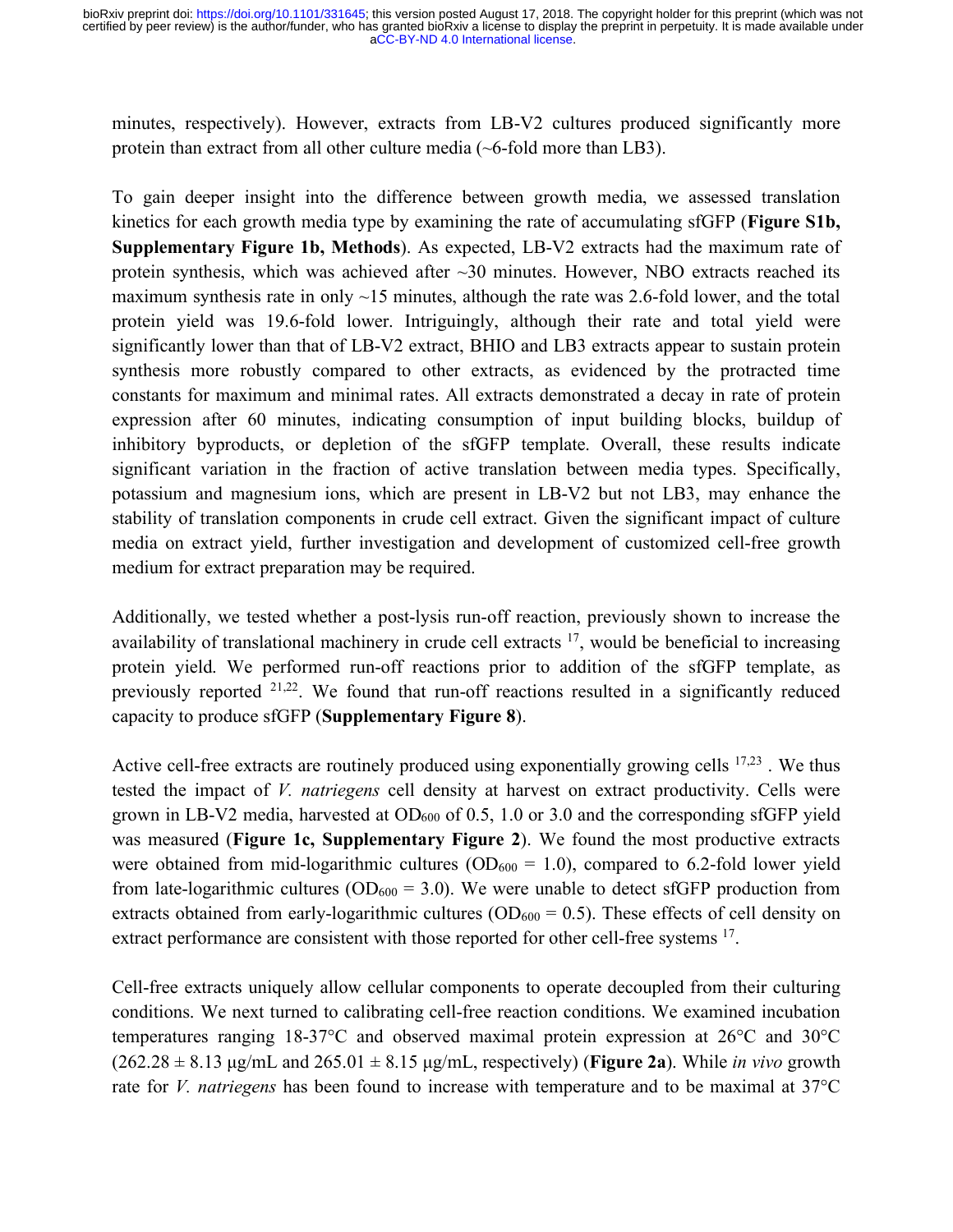minutes, respectively). However, extracts from LB-V2 cultures produced significantly more protein than extract from all other culture media (~6-fold more than LB3).

To gain deeper insight into the difference between growth media, we assessed translation kinetics for each growth media type by examining the rate of accumulating sfGFP (**Figure S1b, Supplementary Figure 1b, Methods**). As expected, LB-V2 extracts had the maximum rate of protein synthesis, which was achieved after ~30 minutes. However, NBO extracts reached its maximum synthesis rate in only ~15 minutes, although the rate was 2.6-fold lower, and the total protein yield was 19.6-fold lower. Intriguingly, although their rate and total yield were significantly lower than that of LB-V2 extract, BHIO and LB3 extracts appear to sustain protein synthesis more robustly compared to other extracts, as evidenced by the protracted time constants for maximum and minimal rates. All extracts demonstrated a decay in rate of protein expression after 60 minutes, indicating consumption of input building blocks, buildup of inhibitory byproducts, or depletion of the sfGFP template. Overall, these results indicate significant variation in the fraction of active translation between media types. Specifically, potassium and magnesium ions, which are present in LB-V2 but not LB3, may enhance the stability of translation components in crude cell extract. Given the significant impact of culture media on extract yield, further investigation and development of customized cell-free growth medium for extract preparation may be required.

Additionally, we tested whether a post-lysis run-off reaction, previously shown to increase the availability of translational machinery in crude cell extracts [17], would be beneficial to increasing protein yield. We performed run-off reactions prior to addition of the sfGFP template, as previously reported [21,22]. We found that run-off reactions resulted in a significantly reduced capacity to produce sfGFP (**Supplementary Figure 8**).

Active cell-free extracts are routinely produced using exponentially growing cells [17,23] . We thus tested the impact of *V. natriegens* cell density at harvest on extract productivity. Cells were grown in LB-V2 media, harvested at $OD_{600}$ of 0.5, 1.0 or 3.0 and the corresponding sfGFP yield was measured (**Figure 1c, Supplementary Figure 2**). We found the most productive extracts were obtained from mid-logarithmic cultures ($OD_{600}$ = 1.0), compared to 6.2-fold lower yield from late-logarithmic cultures ($OD_{600}$ = 3.0). We were unable to detect sfGFP production from extracts obtained from early-logarithmic cultures ($OD_{600}$ = 0.5). These effects of cell density on extract performance are consistent with those reported for other cell-free systems [17].

Cell-free extracts uniquely allow cellular components to operate decoupled from their culturing conditions. We next turned to calibrating cell-free reaction conditions. We examined incubation temperatures ranging 18-37°C and observed maximal protein expression at 26°C and 30°C ($262.28 \pm 8.13$ μg/mL and $265.01 \pm 8.15$ μg/mL, respectively) (**Figure 2a**). While *in vivo* growth rate for *V. natriegens* has been found to increase with temperature and to be maximal at 37°C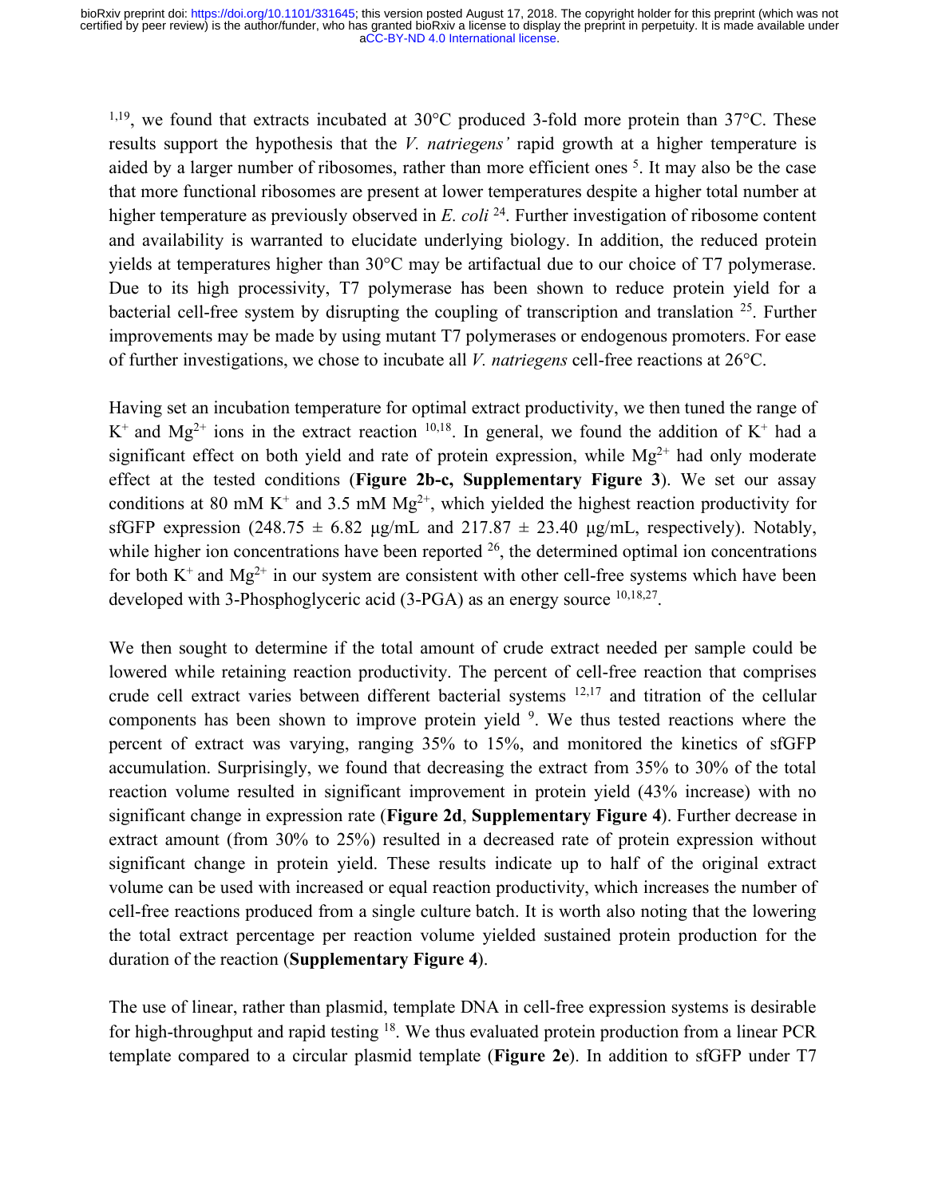[1,19], we found that extracts incubated at 30°C produced 3-fold more protein than 37°C. These results support the hypothesis that the *V. natriegens'* rapid growth at a higher temperature is aided by a larger number of ribosomes, rather than more efficient ones [5]. It may also be the case that more functional ribosomes are present at lower temperatures despite a higher total number at higher temperature as previously observed in *E. coli* [24]. Further investigation of ribosome content and availability is warranted to elucidate underlying biology. In addition, the reduced protein yields at temperatures higher than 30°C may be artifactual due to our choice of T7 polymerase. Due to its high processivity, T7 polymerase has been shown to reduce protein yield for a bacterial cell-free system by disrupting the coupling of transcription and translation [25]. Further improvements may be made by using mutant T7 polymerases or endogenous promoters. For ease of further investigations, we chose to incubate all *V. natriegens* cell-free reactions at 26°C.

Having set an incubation temperature for optimal extract productivity, we then tuned the range of $K^+$ and $Mg^{2+}$ ions in the extract reaction [10,18]. In general, we found the addition of $K^+$ had a significant effect on both yield and rate of protein expression, while $Mg^{2+}$ had only moderate effect at the tested conditions (**Figure 2b-c, Supplementary Figure 3**). We set our assay conditions at 80 mM $K^+$ and 3.5 mM $Mg^{2+}$, which yielded the highest reaction productivity for sfGFP expression (248.75 ± 6.82 µg/mL and 217.87 ± 23.40 µg/mL, respectively). Notably, while higher ion concentrations have been reported [26], the determined optimal ion concentrations for both $K^+$ and $Mg^{2+}$ in our system are consistent with other cell-free systems which have been developed with 3-Phosphoglyceric acid (3-PGA) as an energy source [10,18,27].

We then sought to determine if the total amount of crude extract needed per sample could be lowered while retaining reaction productivity. The percent of cell-free reaction that comprises crude cell extract varies between different bacterial systems [12,17] and titration of the cellular components has been shown to improve protein yield [9]. We thus tested reactions where the percent of extract was varying, ranging 35% to 15%, and monitored the kinetics of sfGFP accumulation. Surprisingly, we found that decreasing the extract from 35% to 30% of the total reaction volume resulted in significant improvement in protein yield (43% increase) with no significant change in expression rate (**Figure 2d**, **Supplementary Figure 4**). Further decrease in extract amount (from 30% to 25%) resulted in a decreased rate of protein expression without significant change in protein yield. These results indicate up to half of the original extract volume can be used with increased or equal reaction productivity, which increases the number of cell-free reactions produced from a single culture batch. It is worth also noting that the lowering the total extract percentage per reaction volume yielded sustained protein production for the duration of the reaction (**Supplementary Figure 4**).

The use of linear, rather than plasmid, template DNA in cell-free expression systems is desirable for high-throughput and rapid testing [18]. We thus evaluated protein production from a linear PCR template compared to a circular plasmid template (**Figure 2e**). In addition to sfGFP under T7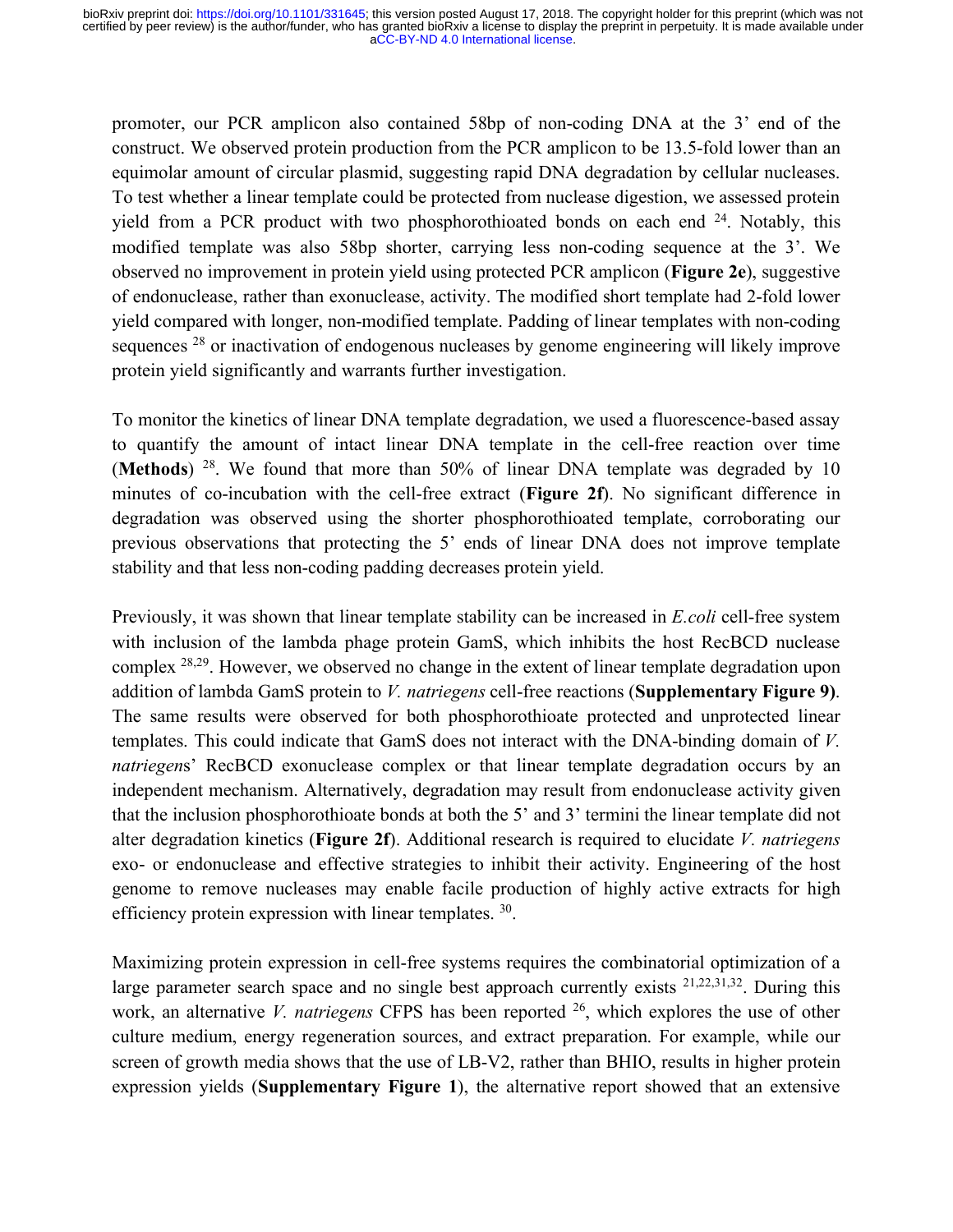promoter, our PCR amplicon also contained 58bp of non-coding DNA at the 3' end of the construct. We observed protein production from the PCR amplicon to be 13.5-fold lower than an equimolar amount of circular plasmid, suggesting rapid DNA degradation by cellular nucleases. To test whether a linear template could be protected from nuclease digestion, we assessed protein yield from a PCR product with two phosphorothioated bonds on each end [24]. Notably, this modified template was also 58bp shorter, carrying less non-coding sequence at the 3'. We observed no improvement in protein yield using protected PCR amplicon (**Figure 2e**), suggestive of endonuclease, rather than exonuclease, activity. The modified short template had 2-fold lower yield compared with longer, non-modified template. Padding of linear templates with non-coding sequences [28] or inactivation of endogenous nucleases by genome engineering will likely improve protein yield significantly and warrants further investigation.

To monitor the kinetics of linear DNA template degradation, we used a fluorescence-based assay to quantify the amount of intact linear DNA template in the cell-free reaction over time (**Methods**) [28]. We found that more than 50% of linear DNA template was degraded by 10 minutes of co-incubation with the cell-free extract (**Figure 2f**). No significant difference in degradation was observed using the shorter phosphorothioated template, corroborating our previous observations that protecting the 5' ends of linear DNA does not improve template stability and that less non-coding padding decreases protein yield.

Previously, it was shown that linear template stability can be increased in *E.coli* cell-free system with inclusion of the lambda phage protein GamS, which inhibits the host RecBCD nuclease complex [28,29]. However, we observed no change in the extent of linear template degradation upon addition of lambda GamS protein to *V. natriegens* cell-free reactions (**Supplementary Figure 9)**. The same results were observed for both phosphorothioate protected and unprotected linear templates. This could indicate that GamS does not interact with the DNA-binding domain of *V. natriegen*s' RecBCD exonuclease complex or that linear template degradation occurs by an independent mechanism. Alternatively, degradation may result from endonuclease activity given that the inclusion phosphorothioate bonds at both the 5' and 3' termini the linear template did not alter degradation kinetics (**Figure 2f**). Additional research is required to elucidate *V. natriegens* exo- or endonuclease and effective strategies to inhibit their activity. Engineering of the host genome to remove nucleases may enable facile production of highly active extracts for high efficiency protein expression with linear templates. [30].

Maximizing protein expression in cell-free systems requires the combinatorial optimization of a large parameter search space and no single best approach currently exists [21,22,31,32]. During this work, an alternative *V. natriegens* CFPS has been reported [26], which explores the use of other culture medium, energy regeneration sources, and extract preparation. For example, while our screen of growth media shows that the use of LB-V2, rather than BHIO, results in higher protein expression yields (**Supplementary Figure 1**), the alternative report showed that an extensive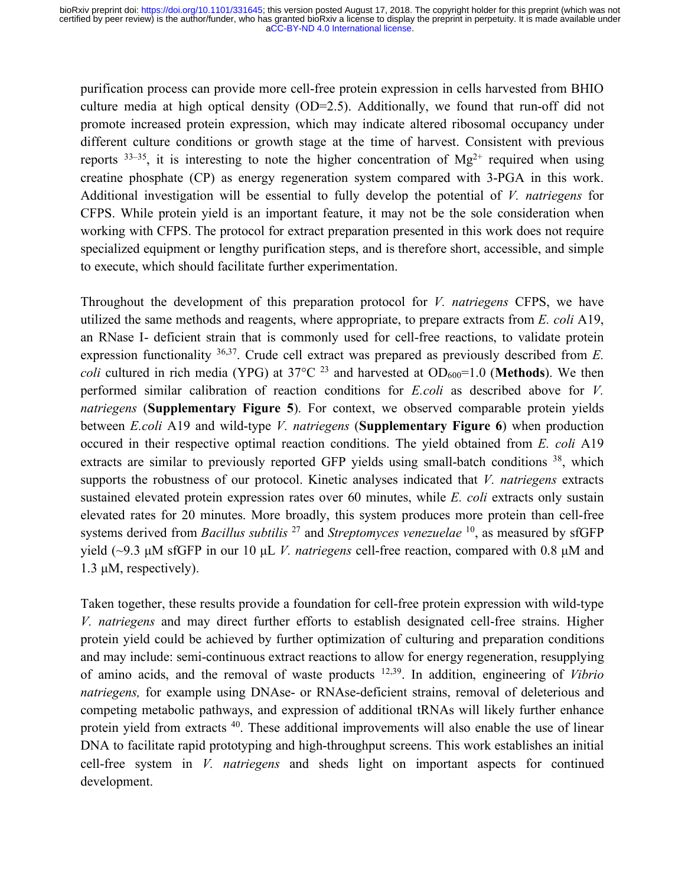purification process can provide more cell-free protein expression in cells harvested from BHIO culture media at high optical density (OD=2.5). Additionally, we found that run-off did not promote increased protein expression, which may indicate altered ribosomal occupancy under different culture conditions or growth stage at the time of harvest. Consistent with previous reports [33–35], it is interesting to note the higher concentration of $Mg^{2+}$ required when using creatine phosphate (CP) as energy regeneration system compared with 3-PGA in this work. Additional investigation will be essential to fully develop the potential of *V. natriegens* for CFPS. While protein yield is an important feature, it may not be the sole consideration when working with CFPS. The protocol for extract preparation presented in this work does not require specialized equipment or lengthy purification steps, and is therefore short, accessible, and simple to execute, which should facilitate further experimentation.

Throughout the development of this preparation protocol for *V. natriegens* CFPS, we have utilized the same methods and reagents, where appropriate, to prepare extracts from *E. coli* A19, an RNase I- deficient strain that is commonly used for cell-free reactions, to validate protein expression functionality [36,37]. Crude cell extract was prepared as previously described from *E. coli* cultured in rich media (YPG) at 37°C [23] and harvested at $OD_{600}$=1.0 (**Methods**). We then performed similar calibration of reaction conditions for *E.coli* as described above for *V. natriegens* (**Supplementary Figure 5**). For context, we observed comparable protein yields between *E.coli* A19 and wild-type *V. natriegens* (**Supplementary Figure 6**) when production occured in their respective optimal reaction conditions. The yield obtained from *E. coli* A19 extracts are similar to previously reported GFP yields using small-batch conditions [38], which supports the robustness of our protocol. Kinetic analyses indicated that *V. natriegens* extracts sustained elevated protein expression rates over 60 minutes, while *E. coli* extracts only sustain elevated rates for 20 minutes. More broadly, this system produces more protein than cell-free systems derived from *Bacillus subtilis* [27] and *Streptomyces venezuelae* [10], as measured by sfGFP yield (~9.3 μM sfGFP in our 10 μL *V. natriegens* cell-free reaction, compared with 0.8 μM and 1.3 μM, respectively).

Taken together, these results provide a foundation for cell-free protein expression with wild-type *V. natriegens* and may direct further efforts to establish designated cell-free strains. Higher protein yield could be achieved by further optimization of culturing and preparation conditions and may include: semi-continuous extract reactions to allow for energy regeneration, resupplying of amino acids, and the removal of waste products [12,39]. In addition, engineering of *Vibrio natriegens,* for example using DNAse- or RNAse-deficient strains, removal of deleterious and competing metabolic pathways, and expression of additional tRNAs will likely further enhance protein yield from extracts [40]. These additional improvements will also enable the use of linear DNA to facilitate rapid prototyping and high-throughput screens. This work establishes an initial cell-free system in *V. natriegens* and sheds light on important aspects for continued development.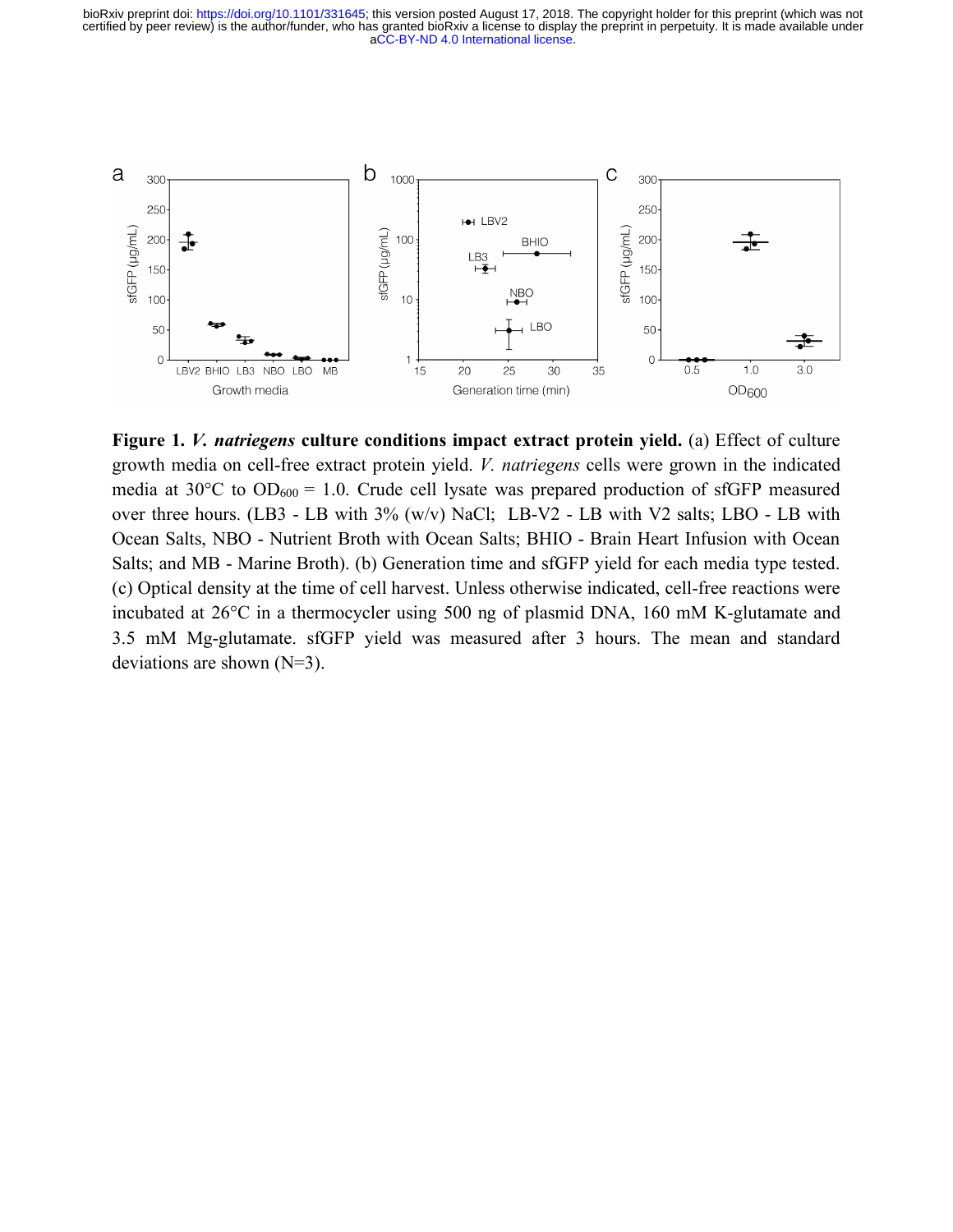**Figure 1. *V. natriegens* culture conditions impact extract protein yield.** (a) Effect of culture growth media on cell-free extract protein yield. *V. natriegens* cells were grown in the indicated media at 30°C to $OD_{600}$ = 1.0. Crude cell lysate was prepared production of sfGFP measured over three hours. (LB3 - LB with 3% (w/v) NaCl; LB-V2 - LB with V2 salts; LBO - LB with Ocean Salts, NBO - Nutrient Broth with Ocean Salts; BHIO - Brain Heart Infusion with Ocean Salts; and MB - Marine Broth). (b) Generation time and sfGFP yield for each media type tested. (c) Optical density at the time of cell harvest. Unless otherwise indicated, cell-free reactions were incubated at 26°C in a thermocycler using 500 ng of plasmid DNA, 160 mM K-glutamate and 3.5 mM Mg-glutamate. sfGFP yield was measured after 3 hours. The mean and standard deviations are shown (N=3).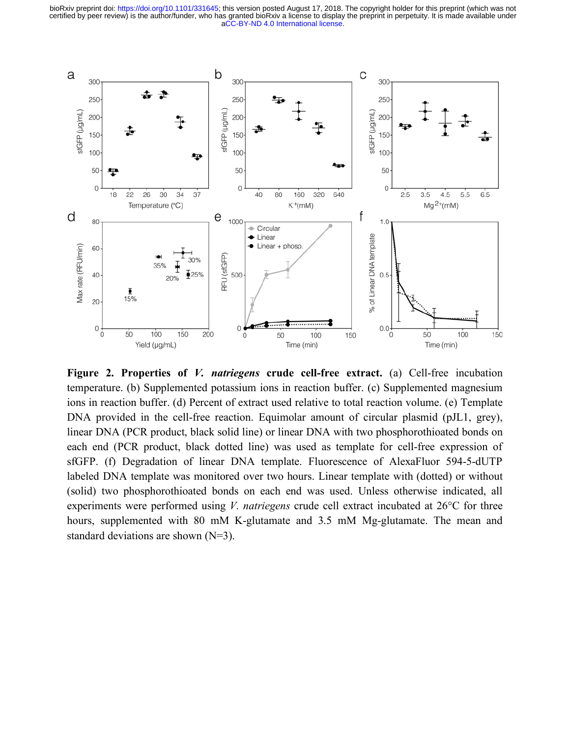**Figure 2. Properties of *V. natriegens* crude cell-free extract.** (a) Cell-free incubation temperature. (b) Supplemented potassium ions in reaction buffer. (c) Supplemented magnesium ions in reaction buffer. (d) Percent of extract used relative to total reaction volume. (e) Template DNA provided in the cell-free reaction. Equimolar amount of circular plasmid (pJL1, grey), linear DNA (PCR product, black solid line) or linear DNA with two phosphorothioated bonds on each end (PCR product, black dotted line) was used as template for cell-free expression of sfGFP. (f) Degradation of linear DNA template. Fluorescence of AlexaFluor 594-5-dUTP labeled DNA template was monitored over two hours. Linear template with (dotted) or without (solid) two phosphorothioated bonds on each end was used. Unless otherwise indicated, all experiments were performed using *V. natriegens* crude cell extract incubated at 26°C for three hours, supplemented with 80 mM K-glutamate and 3.5 mM Mg-glutamate. The mean and standard deviations are shown (N=3).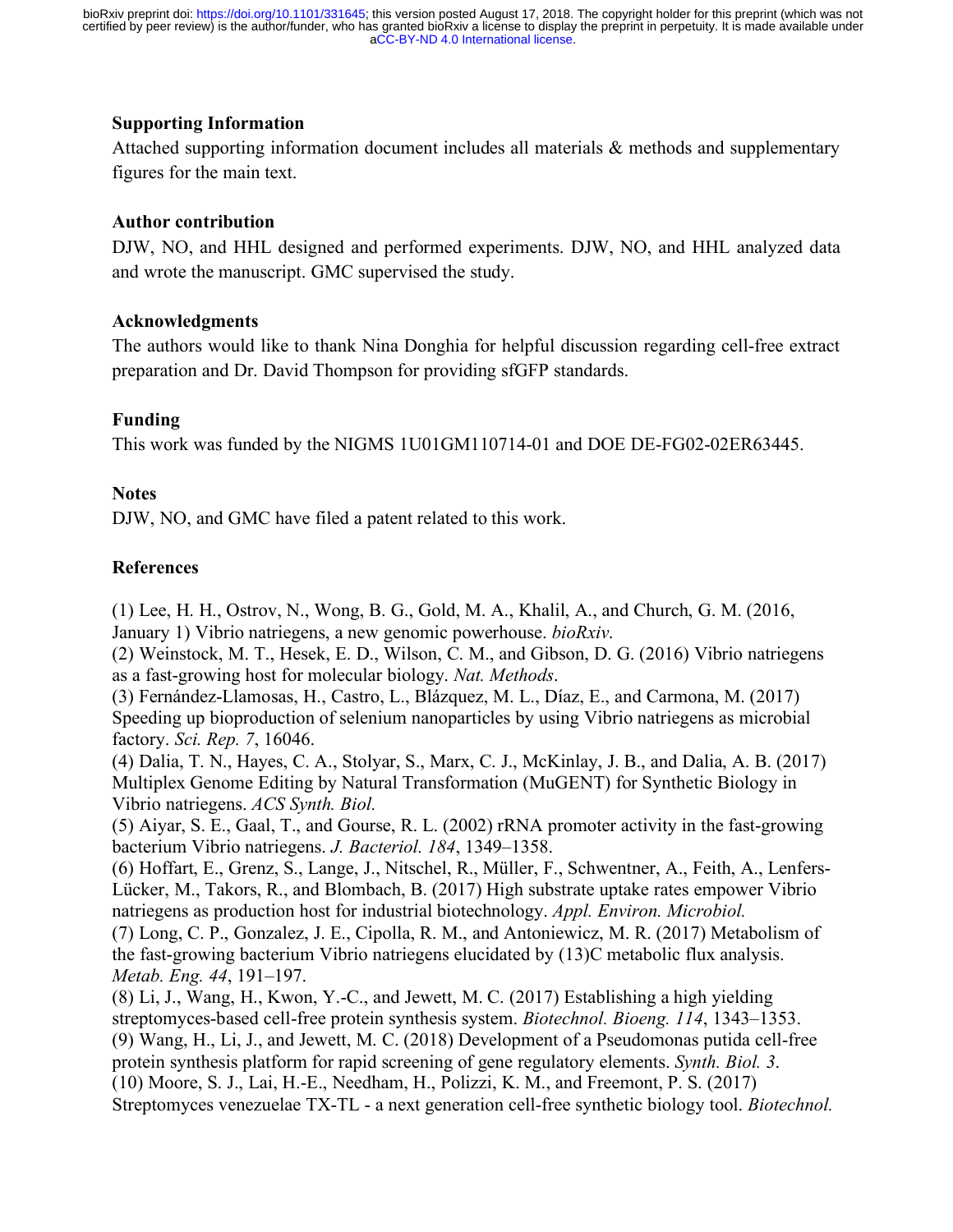## Supporting Information

Attached supporting information document includes all materials & methods and supplementary figures for the main text.

## Author contribution

DJW, NO, and HHL designed and performed experiments. DJW, NO, and HHL analyzed data and wrote the manuscript. GMC supervised the study.

## Acknowledgments

The authors would like to thank Nina Donghia for helpful discussion regarding cell-free extract preparation and Dr. David Thompson for providing sfGFP standards.

## Funding

This work was funded by the NIGMS 1U01GM110714-01 and DOE DE-FG02-02ER63445.

## Notes

DJW, NO, and GMC have filed a patent related to this work.

## References

(1) Lee, H. H., Ostrov, N., Wong, B. G., Gold, M. A., Khalil, A., and Church, G. M. (2016, January 1) Vibrio natriegens, a new genomic powerhouse. *bioRxiv*.
(2) Weinstock, M. T., Hesek, E. D., Wilson, C. M., and Gibson, D. G. (2016) Vibrio natriegens as a fast-growing host for molecular biology. *Nat. Methods*.
(3) Fernández-Llamosas, H., Castro, L., Blázquez, M. L., Díaz, E., and Carmona, M. (2017) Speeding up bioproduction of selenium nanoparticles by using Vibrio natriegens as microbial factory. *Sci. Rep. 7*, 16046.
(4) Dalia, T. N., Hayes, C. A., Stolyar, S., Marx, C. J., McKinlay, J. B., and Dalia, A. B. (2017) Multiplex Genome Editing by Natural Transformation (MuGENT) for Synthetic Biology in Vibrio natriegens. *ACS Synth. Biol.*
(5) Aiyar, S. E., Gaal, T., and Gourse, R. L. (2002) rRNA promoter activity in the fast-growing bacterium Vibrio natriegens. *J. Bacteriol. 184*, 1349–1358.
(6) Hoffart, E., Grenz, S., Lange, J., Nitschel, R., Müller, F., Schwentner, A., Feith, A., Lenfers-Lücker, M., Takors, R., and Blombach, B. (2017) High substrate uptake rates empower Vibrio natriegens as production host for industrial biotechnology. *Appl. Environ. Microbiol.*
(7) Long, C. P., Gonzalez, J. E., Cipolla, R. M., and Antoniewicz, M. R. (2017) Metabolism of the fast-growing bacterium Vibrio natriegens elucidated by (13)C metabolic flux analysis. *Metab. Eng. 44*, 191–197.
(8) Li, J., Wang, H., Kwon, Y.-C., and Jewett, M. C. (2017) Establishing a high yielding streptomyces-based cell-free protein synthesis system. *Biotechnol. Bioeng. 114*, 1343–1353.
(9) Wang, H., Li, J., and Jewett, M. C. (2018) Development of a Pseudomonas putida cell-free protein synthesis platform for rapid screening of gene regulatory elements. *Synth. Biol. 3*.
(10) Moore, S. J., Lai, H.-E., Needham, H., Polizzi, K. M., and Freemont, P. S. (2017) Streptomyces venezuelae TX-TL - a next generation cell-free synthetic biology tool. *Biotechnol.*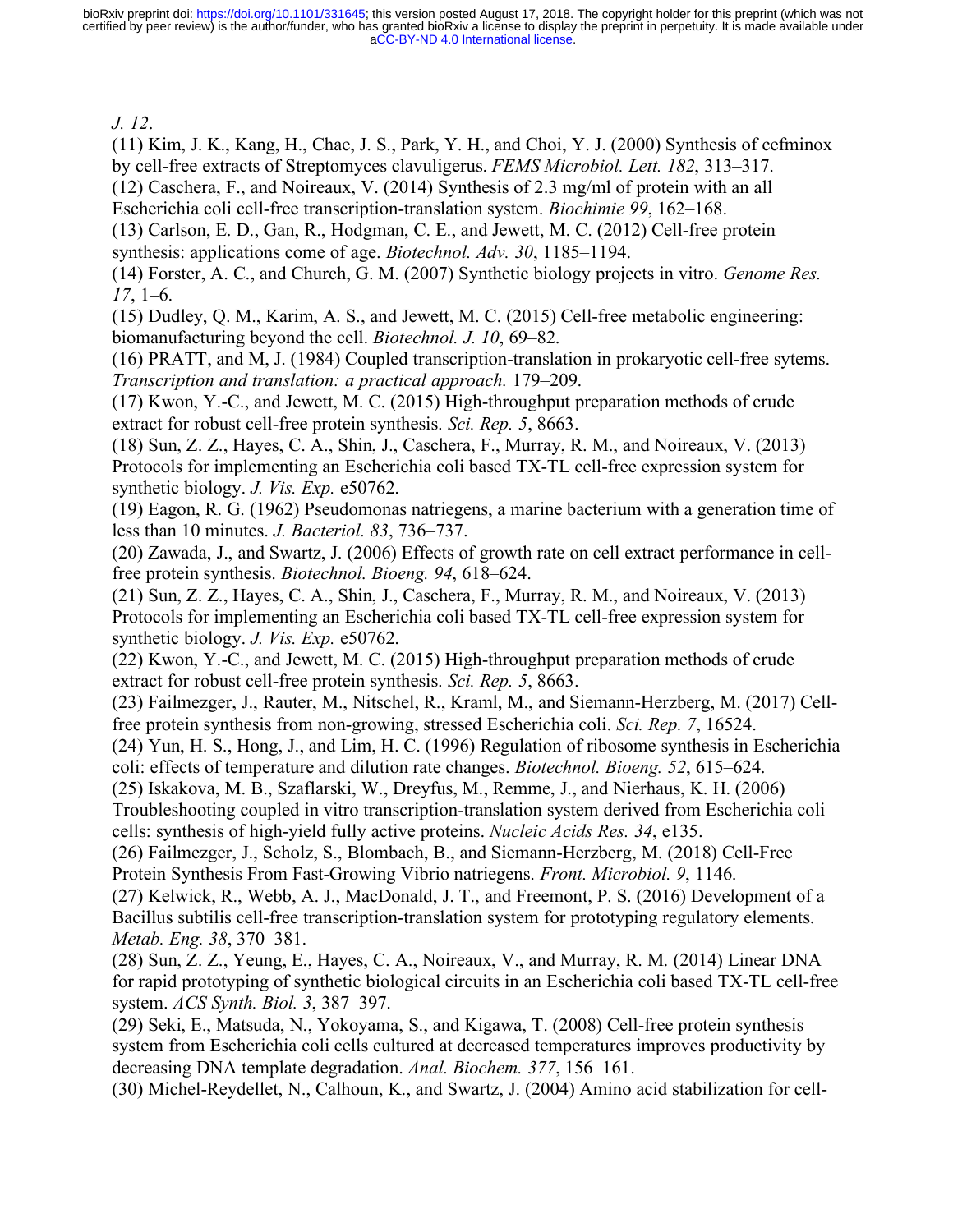*J. 12*.

(11) Kim, J. K., Kang, H., Chae, J. S., Park, Y. H., and Choi, Y. J. (2000) Synthesis of cefminox by cell-free extracts of Streptomyces clavuligerus. *FEMS Microbiol. Lett. 182*, 313–317.

(12) Caschera, F., and Noireaux, V. (2014) Synthesis of 2.3 mg/ml of protein with an all Escherichia coli cell-free transcription-translation system. *Biochimie 99*, 162–168.

(13) Carlson, E. D., Gan, R., Hodgman, C. E., and Jewett, M. C. (2012) Cell-free protein synthesis: applications come of age. *Biotechnol. Adv. 30*, 1185–1194.

(14) Forster, A. C., and Church, G. M. (2007) Synthetic biology projects in vitro. *Genome Res. 17*, 1–6.

(15) Dudley, Q. M., Karim, A. S., and Jewett, M. C. (2015) Cell-free metabolic engineering: biomanufacturing beyond the cell. *Biotechnol. J. 10*, 69–82.

(16) PRATT, and M, J. (1984) Coupled transcription-translation in prokaryotic cell-free sytems. *Transcription and translation: a practical approach.* 179–209.

(17) Kwon, Y.-C., and Jewett, M. C. (2015) High-throughput preparation methods of crude extract for robust cell-free protein synthesis. *Sci. Rep. 5*, 8663.

(18) Sun, Z. Z., Hayes, C. A., Shin, J., Caschera, F., Murray, R. M., and Noireaux, V. (2013) Protocols for implementing an Escherichia coli based TX-TL cell-free expression system for synthetic biology. *J. Vis. Exp.* e50762.

(19) Eagon, R. G. (1962) Pseudomonas natriegens, a marine bacterium with a generation time of less than 10 minutes. *J. Bacteriol. 83*, 736–737.

(20) Zawada, J., and Swartz, J. (2006) Effects of growth rate on cell extract performance in cell-free protein synthesis. *Biotechnol. Bioeng. 94*, 618–624.

(21) Sun, Z. Z., Hayes, C. A., Shin, J., Caschera, F., Murray, R. M., and Noireaux, V. (2013) Protocols for implementing an Escherichia coli based TX-TL cell-free expression system for synthetic biology. *J. Vis. Exp.* e50762.

(22) Kwon, Y.-C., and Jewett, M. C. (2015) High-throughput preparation methods of crude extract for robust cell-free protein synthesis. *Sci. Rep. 5*, 8663.

(23) Failmezger, J., Rauter, M., Nitschel, R., Kraml, M., and Siemann-Herzberg, M. (2017) Cell-free protein synthesis from non-growing, stressed Escherichia coli. *Sci. Rep. 7*, 16524.

(24) Yun, H. S., Hong, J., and Lim, H. C. (1996) Regulation of ribosome synthesis in Escherichia coli: effects of temperature and dilution rate changes. *Biotechnol. Bioeng. 52*, 615–624.

(25) Iskakova, M. B., Szaflarski, W., Dreyfus, M., Remme, J., and Nierhaus, K. H. (2006) Troubleshooting coupled in vitro transcription-translation system derived from Escherichia coli cells: synthesis of high-yield fully active proteins. *Nucleic Acids Res. 34*, e135.

(26) Failmezger, J., Scholz, S., Blombach, B., and Siemann-Herzberg, M. (2018) Cell-Free Protein Synthesis From Fast-Growing Vibrio natriegens. *Front. Microbiol. 9*, 1146.

(27) Kelwick, R., Webb, A. J., MacDonald, J. T., and Freemont, P. S. (2016) Development of a Bacillus subtilis cell-free transcription-translation system for prototyping regulatory elements. *Metab. Eng. 38*, 370–381.

(28) Sun, Z. Z., Yeung, E., Hayes, C. A., Noireaux, V., and Murray, R. M. (2014) Linear DNA for rapid prototyping of synthetic biological circuits in an Escherichia coli based TX-TL cell-free system. *ACS Synth. Biol. 3*, 387–397.

(29) Seki, E., Matsuda, N., Yokoyama, S., and Kigawa, T. (2008) Cell-free protein synthesis system from Escherichia coli cells cultured at decreased temperatures improves productivity by decreasing DNA template degradation. *Anal. Biochem. 377*, 156–161.

(30) Michel-Reydellet, N., Calhoun, K., and Swartz, J. (2004) Amino acid stabilization for cell-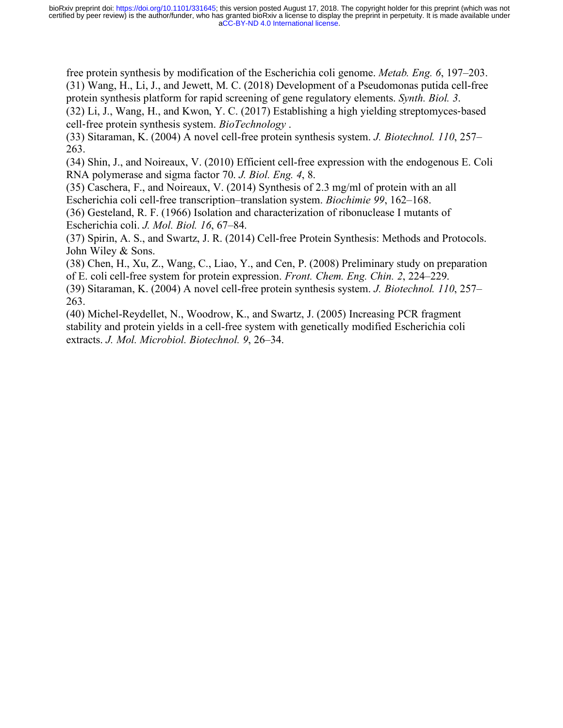free protein synthesis by modification of the Escherichia coli genome. *Metab. Eng. 6*, 197–203.
(31) Wang, H., Li, J., and Jewett, M. C. (2018) Development of a Pseudomonas putida cell-free protein synthesis platform for rapid screening of gene regulatory elements. *Synth. Biol. 3*.
(32) Li, J., Wang, H., and Kwon, Y. C. (2017) Establishing a high yielding streptomyces-based cell-free protein synthesis system. *BioTechnology* .
(33) Sitaraman, K. (2004) A novel cell-free protein synthesis system. *J. Biotechnol. 110*, 257–263.
(34) Shin, J., and Noireaux, V. (2010) Efficient cell-free expression with the endogenous E. Coli RNA polymerase and sigma factor 70. *J. Biol. Eng. 4*, 8.
(35) Caschera, F., and Noireaux, V. (2014) Synthesis of 2.3 mg/ml of protein with an all Escherichia coli cell-free transcription–translation system. *Biochimie 99*, 162–168.
(36) Gesteland, R. F. (1966) Isolation and characterization of ribonuclease I mutants of Escherichia coli. *J. Mol. Biol. 16*, 67–84.
(37) Spirin, A. S., and Swartz, J. R. (2014) Cell-free Protein Synthesis: Methods and Protocols. John Wiley & Sons.
(38) Chen, H., Xu, Z., Wang, C., Liao, Y., and Cen, P. (2008) Preliminary study on preparation of E. coli cell-free system for protein expression. *Front. Chem. Eng. Chin. 2*, 224–229.
(39) Sitaraman, K. (2004) A novel cell-free protein synthesis system. *J. Biotechnol. 110*, 257–263.
(40) Michel-Reydellet, N., Woodrow, K., and Swartz, J. (2005) Increasing PCR fragment stability and protein yields in a cell-free system with genetically modified Escherichia coli extracts. *J. Mol. Microbiol. Biotechnol. 9*, 26–34.